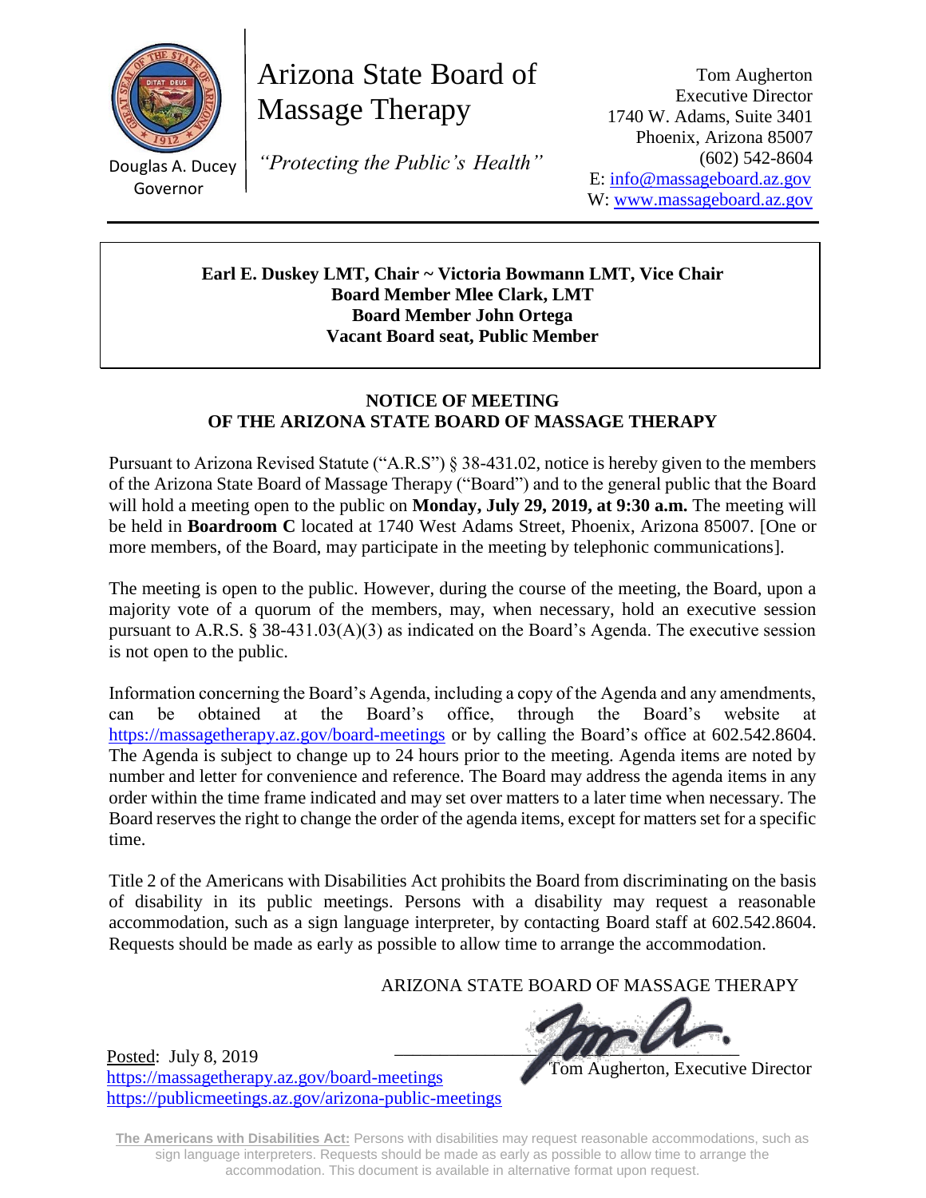Douglas A. Ducey
Governor

# Arizona State Board of Massage Therapy

*"Protecting the Public's Health"*

Tom Augherton
Executive Director
1740 W. Adams, Suite 3401
Phoenix, Arizona 85007
(602) 542-8604
E: info@massageboard.az.gov
W: www.massageboard.az.gov

---

**Earl E. Duskey LMT, Chair ~ Victoria Bowmann LMT, Vice Chair**
**Board Member Mlee Clark, LMT**
**Board Member John Ortega**
**Vacant Board seat, Public Member**

## NOTICE OF MEETING
## OF THE ARIZONA STATE BOARD OF MASSAGE THERAPY

Pursuant to Arizona Revised Statute ("A.R.S") § 38-431.02, notice is hereby given to the members of the Arizona State Board of Massage Therapy ("Board") and to the general public that the Board will hold a meeting open to the public on **Monday, July 29, 2019, at 9:30 a.m.** The meeting will be held in **Boardroom C** located at 1740 West Adams Street, Phoenix, Arizona 85007. [One or more members, of the Board, may participate in the meeting by telephonic communications].

The meeting is open to the public. However, during the course of the meeting, the Board, upon a majority vote of a quorum of the members, may, when necessary, hold an executive session pursuant to A.R.S. § 38-431.03(A)(3) as indicated on the Board's Agenda. The executive session is not open to the public.

Information concerning the Board's Agenda, including a copy of the Agenda and any amendments, can be obtained at the Board's office, through the Board's website at https://massagetherapy.az.gov/board-meetings or by calling the Board's office at 602.542.8604. The Agenda is subject to change up to 24 hours prior to the meeting. Agenda items are noted by number and letter for convenience and reference. The Board may address the agenda items in any order within the time frame indicated and may set over matters to a later time when necessary. The Board reserves the right to change the order of the agenda items, except for matters set for a specific time.

Title 2 of the Americans with Disabilities Act prohibits the Board from discriminating on the basis of disability in its public meetings. Persons with a disability may request a reasonable accommodation, such as a sign language interpreter, by contacting Board staff at 602.542.8604. Requests should be made as early as possible to allow time to arrange the accommodation.

ARIZONA STATE BOARD OF MASSAGE THERAPY

Tom Augherton, Executive Director

Posted: July 8, 2019
https://massagetherapy.az.gov/board-meetings
https://publicmeetings.az.gov/arizona-public-meetings

**The Americans with Disabilities Act:** Persons with disabilities may request reasonable accommodations, such as sign language interpreters. Requests should be made as early as possible to allow time to arrange the accommodation. This document is available in alternative format upon request.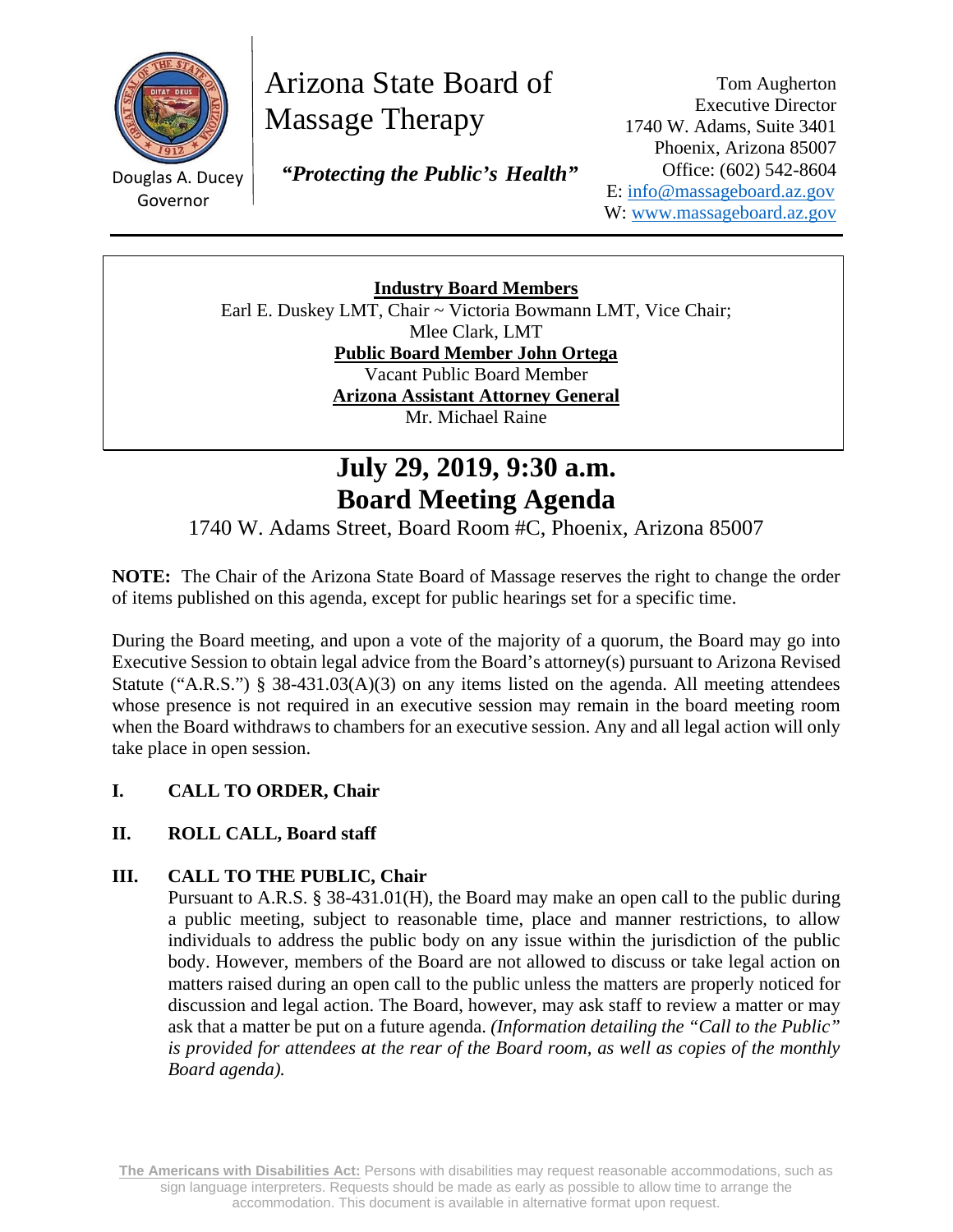Douglas A. Ducey
Governor

# Arizona State Board of Massage Therapy

***"Protecting the Public's Health"***

Tom Augherton
Executive Director
1740 W. Adams, Suite 3401
Phoenix, Arizona 85007
Office: (602) 542-8604
E: info@massageboard.az.gov
W: www.massageboard.az.gov

---

**Industry Board Members**
Earl E. Duskey LMT, Chair ~ Victoria Bowmann LMT, Vice Chair;
Mlee Clark, LMT
**Public Board Member John Ortega**
Vacant Public Board Member
**Arizona Assistant Attorney General**
Mr. Michael Raine

# July 29, 2019, 9:30 a.m.
# Board Meeting Agenda

1740 W. Adams Street, Board Room #C, Phoenix, Arizona 85007

**NOTE:** The Chair of the Arizona State Board of Massage reserves the right to change the order of items published on this agenda, except for public hearings set for a specific time.

During the Board meeting, and upon a vote of the majority of a quorum, the Board may go into Executive Session to obtain legal advice from the Board's attorney(s) pursuant to Arizona Revised Statute ("A.R.S.") § 38-431.03(A)(3) on any items listed on the agenda. All meeting attendees whose presence is not required in an executive session may remain in the board meeting room when the Board withdraws to chambers for an executive session. Any and all legal action will only take place in open session.

**I. CALL TO ORDER, Chair**

**II. ROLL CALL, Board staff**

**III. CALL TO THE PUBLIC, Chair**

Pursuant to A.R.S. § 38-431.01(H), the Board may make an open call to the public during a public meeting, subject to reasonable time, place and manner restrictions, to allow individuals to address the public body on any issue within the jurisdiction of the public body. However, members of the Board are not allowed to discuss or take legal action on matters raised during an open call to the public unless the matters are properly noticed for discussion and legal action. The Board, however, may ask staff to review a matter or may ask that a matter be put on a future agenda. *(Information detailing the "Call to the Public" is provided for attendees at the rear of the Board room, as well as copies of the monthly Board agenda).*

**The Americans with Disabilities Act:** Persons with disabilities may request reasonable accommodations, such as sign language interpreters. Requests should be made as early as possible to allow time to arrange the accommodation. This document is available in alternative format upon request.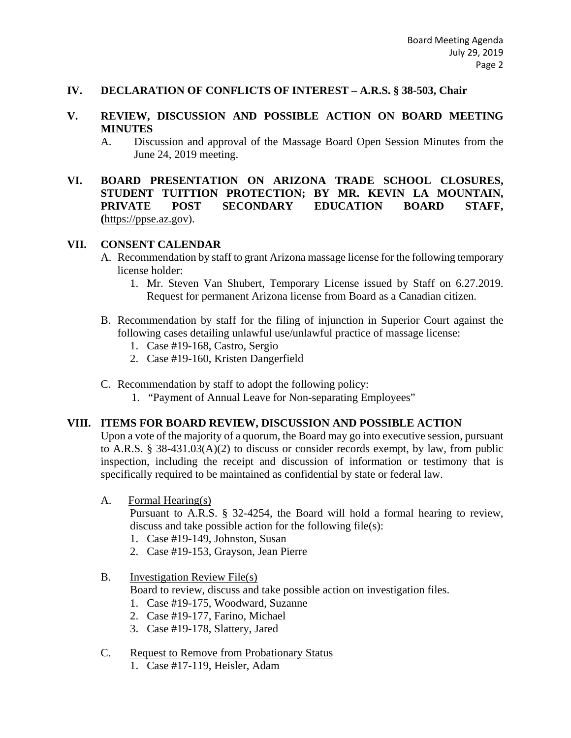## IV. DECLARATION OF CONFLICTS OF INTEREST – A.R.S. § 38-503, Chair

## V. REVIEW, DISCUSSION AND POSSIBLE ACTION ON BOARD MEETING MINUTES

A. Discussion and approval of the Massage Board Open Session Minutes from the June 24, 2019 meeting.

## VI. BOARD PRESENTATION ON ARIZONA TRADE SCHOOL CLOSURES, STUDENT TUITTION PROTECTION; BY MR. KEVIN LA MOUNTAIN, PRIVATE POST SECONDARY EDUCATION BOARD STAFF, (https://ppse.az.gov).

## VII. CONSENT CALENDAR

A. Recommendation by staff to grant Arizona massage license for the following temporary license holder:
   1. Mr. Steven Van Shubert, Temporary License issued by Staff on 6.27.2019. Request for permanent Arizona license from Board as a Canadian citizen.

B. Recommendation by staff for the filing of injunction in Superior Court against the following cases detailing unlawful use/unlawful practice of massage license:
   1. Case #19-168, Castro, Sergio
   2. Case #19-160, Kristen Dangerfield

C. Recommendation by staff to adopt the following policy:
   1. "Payment of Annual Leave for Non-separating Employees"

## VIII. ITEMS FOR BOARD REVIEW, DISCUSSION AND POSSIBLE ACTION

Upon a vote of the majority of a quorum, the Board may go into executive session, pursuant to A.R.S. § 38-431.03(A)(2) to discuss or consider records exempt, by law, from public inspection, including the receipt and discussion of information or testimony that is specifically required to be maintained as confidential by state or federal law.

A. Formal Hearing(s)

Pursuant to A.R.S. § 32-4254, the Board will hold a formal hearing to review, discuss and take possible action for the following file(s):
   1. Case #19-149, Johnston, Susan
   2. Case #19-153, Grayson, Jean Pierre

B. Investigation Review File(s)

Board to review, discuss and take possible action on investigation files.
   1. Case #19-175, Woodward, Suzanne
   2. Case #19-177, Farino, Michael
   3. Case #19-178, Slattery, Jared

C. Request to Remove from Probationary Status
   1. Case #17-119, Heisler, Adam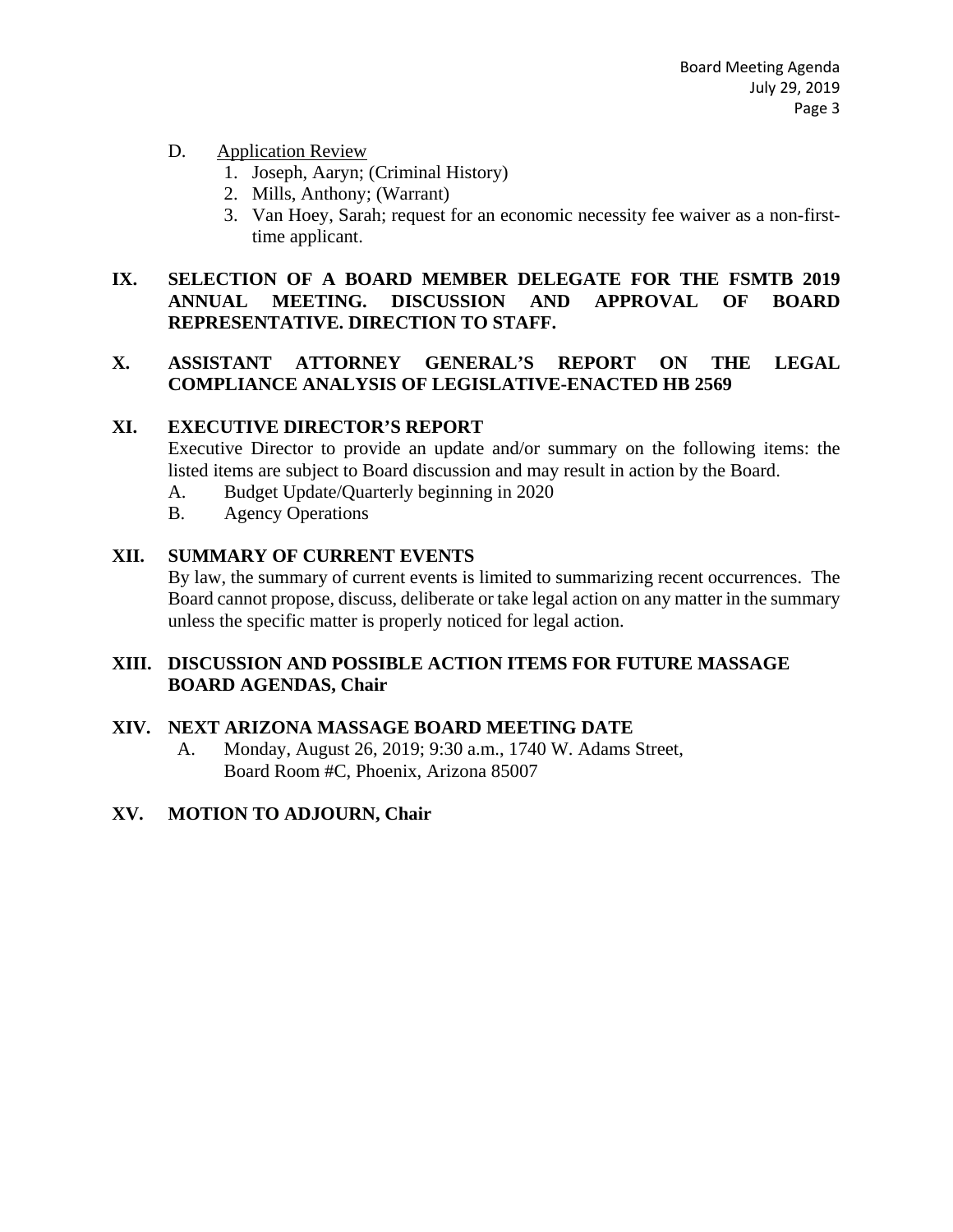D. <u>Application Review</u>

1. Joseph, Aaryn; (Criminal History)
2. Mills, Anthony; (Warrant)
3. Van Hoey, Sarah; request for an economic necessity fee waiver as a non-first-time applicant.

**IX. SELECTION OF A BOARD MEMBER DELEGATE FOR THE FSMTB 2019 ANNUAL MEETING. DISCUSSION AND APPROVAL OF BOARD REPRESENTATIVE. DIRECTION TO STAFF.**

**X. ASSISTANT ATTORNEY GENERAL'S REPORT ON THE LEGAL COMPLIANCE ANALYSIS OF LEGISLATIVE-ENACTED HB 2569**

**XI. EXECUTIVE DIRECTOR'S REPORT**

Executive Director to provide an update and/or summary on the following items: the listed items are subject to Board discussion and may result in action by the Board.

A. Budget Update/Quarterly beginning in 2020

B. Agency Operations

**XII. SUMMARY OF CURRENT EVENTS**

By law, the summary of current events is limited to summarizing recent occurrences. The Board cannot propose, discuss, deliberate or take legal action on any matter in the summary unless the specific matter is properly noticed for legal action.

**XIII. DISCUSSION AND POSSIBLE ACTION ITEMS FOR FUTURE MASSAGE BOARD AGENDAS, Chair**

**XIV. NEXT ARIZONA MASSAGE BOARD MEETING DATE**

A. Monday, August 26, 2019; 9:30 a.m., 1740 W. Adams Street, Board Room #C, Phoenix, Arizona 85007

**XV. MOTION TO ADJOURN, Chair**